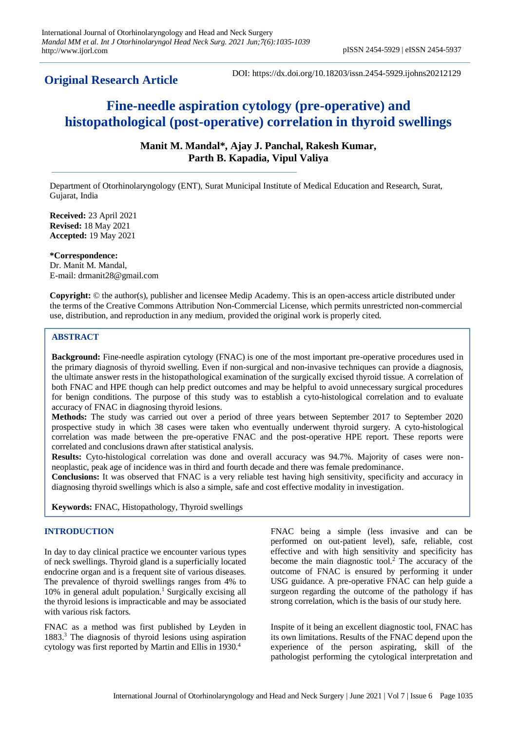**Original Research Article**

DOI: https://dx.doi.org/10.18203/issn.2454-5929.ijohns20212129

# Fine-needle aspiration cytology (pre-operative) and histopathological (post-operative) correlation in thyroid swellings

**Manit M. Mandal\*, Ajay J. Panchal, Rakesh Kumar, Parth B. Kapadia, Vipul Valiya**

Department of Otorhinolaryngology (ENT), Surat Municipal Institute of Medical Education and Research, Surat, Gujarat, India

**Received:** 23 April 2021
**Revised:** 18 May 2021
**Accepted:** 19 May 2021

**\*Correspondence:**
Dr. Manit M. Mandal,
E-mail: drmanit28@gmail.com

**Copyright:** © the author(s), publisher and licensee Medip Academy. This is an open-access article distributed under the terms of the Creative Commons Attribution Non-Commercial License, which permits unrestricted non-commercial use, distribution, and reproduction in any medium, provided the original work is properly cited.

## ABSTRACT

**Background:** Fine-needle aspiration cytology (FNAC) is one of the most important pre-operative procedures used in the primary diagnosis of thyroid swelling. Even if non-surgical and non-invasive techniques can provide a diagnosis, the ultimate answer rests in the histopathological examination of the surgically excised thyroid tissue. A correlation of both FNAC and HPE though can help predict outcomes and may be helpful to avoid unnecessary surgical procedures for benign conditions. The purpose of this study was to establish a cyto-histological correlation and to evaluate accuracy of FNAC in diagnosing thyroid lesions.

**Methods:** The study was carried out over a period of three years between September 2017 to September 2020 prospective study in which 38 cases were taken who eventually underwent thyroid surgery. A cyto-histological correlation was made between the pre-operative FNAC and the post-operative HPE report. These reports were correlated and conclusions drawn after statistical analysis.

**Results:** Cyto-histological correlation was done and overall accuracy was 94.7%. Majority of cases were non-neoplastic, peak age of incidence was in third and fourth decade and there was female predominance.

**Conclusions:** It was observed that FNAC is a very reliable test having high sensitivity, specificity and accuracy in diagnosing thyroid swellings which is also a simple, safe and cost effective modality in investigation.

**Keywords:** FNAC, Histopathology, Thyroid swellings

## INTRODUCTION

In day to day clinical practice we encounter various types of neck swellings. Thyroid gland is a superficially located endocrine organ and is a frequent site of various diseases. The prevalence of thyroid swellings ranges from 4% to 10% in general adult population.[1] Surgically excising all the thyroid lesions is impracticable and may be associated with various risk factors.

FNAC as a method was first published by Leyden in 1883.[3] The diagnosis of thyroid lesions using aspiration cytology was first reported by Martin and Ellis in 1930.[4]

FNAC being a simple (less invasive and can be performed on out-patient level), safe, reliable, cost effective and with high sensitivity and specificity has become the main diagnostic tool.[2] The accuracy of the outcome of FNAC is ensured by performing it under USG guidance. A pre-operative FNAC can help guide a surgeon regarding the outcome of the pathology if has strong correlation, which is the basis of our study here.

Inspite of it being an excellent diagnostic tool, FNAC has its own limitations. Results of the FNAC depend upon the experience of the person aspirating, skill of the pathologist performing the cytological interpretation and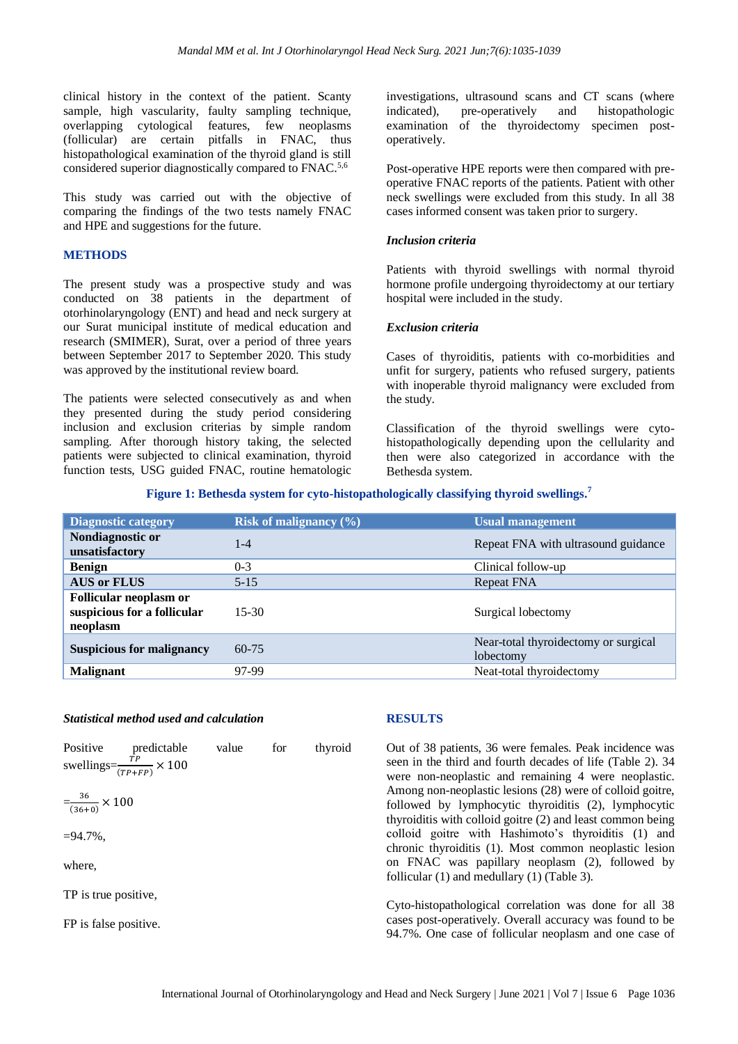clinical history in the context of the patient. Scanty sample, high vascularity, faulty sampling technique, overlapping cytological features, few neoplasms (follicular) are certain pitfalls in FNAC, thus histopathological examination of the thyroid gland is still considered superior diagnostically compared to FNAC.[5,6]

This study was carried out with the objective of comparing the findings of the two tests namely FNAC and HPE and suggestions for the future.

## METHODS

The present study was a prospective study and was conducted on 38 patients in the department of otorhinolaryngology (ENT) and head and neck surgery at our Surat municipal institute of medical education and research (SMIMER), Surat, over a period of three years between September 2017 to September 2020. This study was approved by the institutional review board.

The patients were selected consecutively as and when they presented during the study period considering inclusion and exclusion criterias by simple random sampling. After thorough history taking, the selected patients were subjected to clinical examination, thyroid function tests, USG guided FNAC, routine hematologic investigations, ultrasound scans and CT scans (where indicated), pre-operatively and histopathologic examination of the thyroidectomy specimen post-operatively.

Post-operative HPE reports were then compared with pre-operative FNAC reports of the patients. Patient with other neck swellings were excluded from this study. In all 38 cases informed consent was taken prior to surgery.

### *Inclusion criteria*

Patients with thyroid swellings with normal thyroid hormone profile undergoing thyroidectomy at our tertiary hospital were included in the study.

### *Exclusion criteria*

Cases of thyroiditis, patients with co-morbidities and unfit for surgery, patients who refused surgery, patients with inoperable thyroid malignancy were excluded from the study.

Classification of the thyroid swellings were cyto-histopathologically depending upon the cellularity and then were also categorized in accordance with the Bethesda system.

**Figure 1: Bethesda system for cyto-histopathologically classifying thyroid swellings.[7]**

| Diagnostic category | Risk of malignancy (%) | Usual management |
| --- | --- | --- |
| **Nondiagnostic or unsatisfactory** | 1-4 | Repeat FNA with ultrasound guidance |
| **Benign** | 0-3 | Clinical follow-up |
| **AUS or FLUS** | 5-15 | Repeat FNA |
| **Follicular neoplasm or suspicious for a follicular neoplasm** | 15-30 | Surgical lobectomy |
| **Suspicious for malignancy** | 60-75 | Near-total thyroidectomy or surgical lobectomy |
| **Malignant** | 97-99 | Neat-total thyroidectomy |

### *Statistical method used and calculation*

Positive predictable value for thyroid swellings $= \frac{TP}{(TP+FP)} \times 100$

$= \frac{36}{(36+0)} \times 100$

=94.7%,

where,

TP is true positive,

FP is false positive.

## RESULTS

Out of 38 patients, 36 were females. Peak incidence was seen in the third and fourth decades of life (Table 2). 34 were non-neoplastic and remaining 4 were neoplastic. Among non-neoplastic lesions (28) were of colloid goitre, followed by lymphocytic thyroiditis (2), lymphocytic thyroiditis with colloid goitre (2) and least common being colloid goitre with Hashimoto's thyroiditis (1) and chronic thyroiditis (1). Most common neoplastic lesion on FNAC was papillary neoplasm (2), followed by follicular (1) and medullary (1) (Table 3).

Cyto-histopathological correlation was done for all 38 cases post-operatively. Overall accuracy was found to be 94.7%. One case of follicular neoplasm and one case of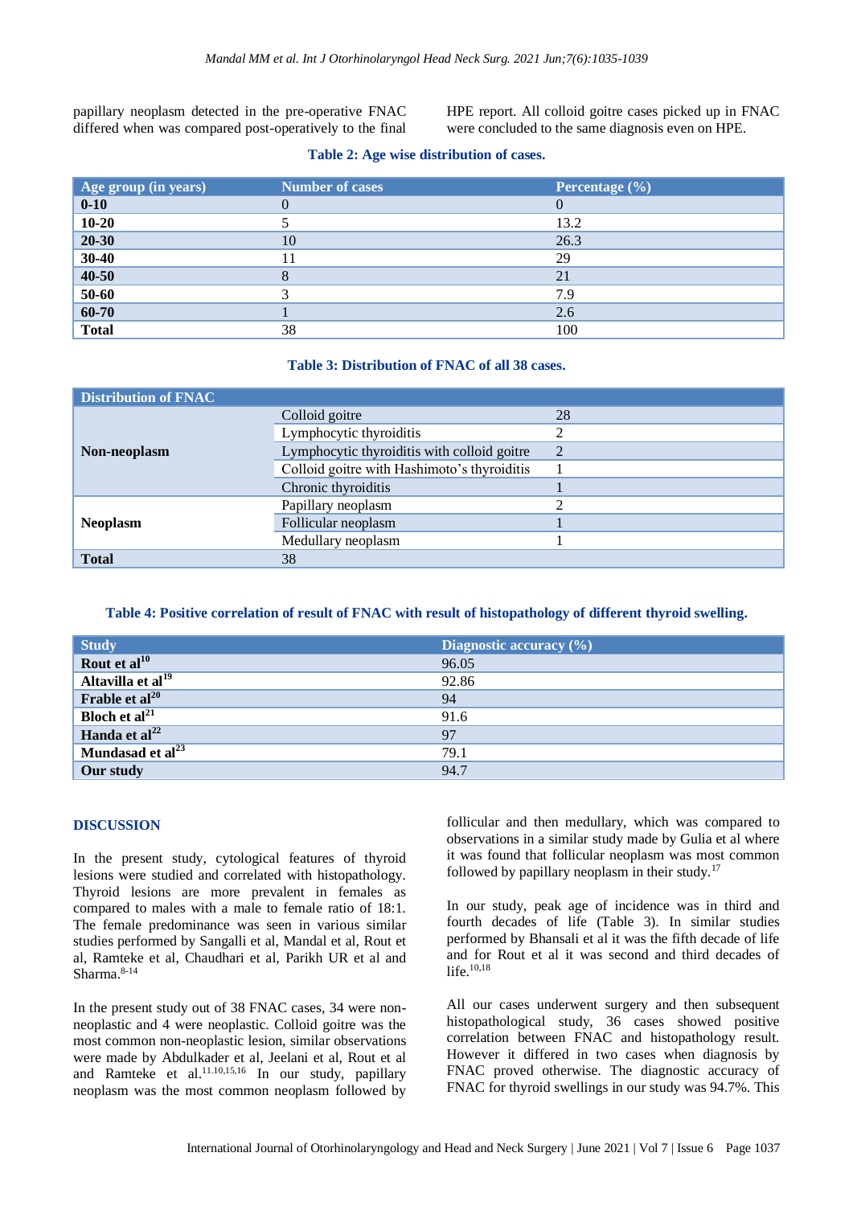papillary neoplasm detected in the pre-operative FNAC differed when was compared post-operatively to the final HPE report. All colloid goitre cases picked up in FNAC were concluded to the same diagnosis even on HPE.

**Table 2: Age wise distribution of cases.**

| Age group (in years) | Number of cases | Percentage (%) |
|---|---|---|
| **0-10** | 0 | 0 |
| **10-20** | 5 | 13.2 |
| **20-30** | 10 | 26.3 |
| **30-40** | 11 | 29 |
| **40-50** | 8 | 21 |
| **50-60** | 3 | 7.9 |
| **60-70** | 1 | 2.6 |
| **Total** | 38 | 100 |

**Table 3: Distribution of FNAC of all 38 cases.**

| Distribution of FNAC | | |
|---|---|---|
| **Non-neoplasm** | Colloid goitre | 28 |
| | Lymphocytic thyroiditis | 2 |
| | Lymphocytic thyroiditis with colloid goitre | 2 |
| | Colloid goitre with Hashimoto's thyroiditis | 1 |
| | Chronic thyroiditis | 1 |
| **Neoplasm** | Papillary neoplasm | 2 |
| | Follicular neoplasm | 1 |
| | Medullary neoplasm | 1 |
| **Total** | 38 | |

**Table 4: Positive correlation of result of FNAC with result of histopathology of different thyroid swelling.**

| Study | Diagnostic accuracy (%) |
|---|---|
| **Rout et al**[10] | 96.05 |
| **Altavilla et al**[19] | 92.86 |
| **Frable et al**[20] | 94 |
| **Bloch et al**[21] | 91.6 |
| **Handa et al**[22] | 97 |
| **Mundasad et al**[23] | 79.1 |
| **Our study** | 94.7 |

## DISCUSSION

In the present study, cytological features of thyroid lesions were studied and correlated with histopathology. Thyroid lesions are more prevalent in females as compared to males with a male to female ratio of 18:1. The female predominance was seen in various similar studies performed by Sangalli et al, Mandal et al, Rout et al, Ramteke et al, Chaudhari et al, Parikh UR et al and Sharma.[8-14]

In the present study out of 38 FNAC cases, 34 were non-neoplastic and 4 were neoplastic. Colloid goitre was the most common non-neoplastic lesion, similar observations were made by Abdulkader et al, Jeelani et al, Rout et al and Ramteke et al.[11.10,15,16] In our study, papillary neoplasm was the most common neoplasm followed by follicular and then medullary, which was compared to observations in a similar study made by Gulia et al where it was found that follicular neoplasm was most common followed by papillary neoplasm in their study.[17]

In our study, peak age of incidence was in third and fourth decades of life (Table 3). In similar studies performed by Bhansali et al it was the fifth decade of life and for Rout et al it was second and third decades of life.[10,18]

All our cases underwent surgery and then subsequent histopathological study, 36 cases showed positive correlation between FNAC and histopathology result. However it differed in two cases when diagnosis by FNAC proved otherwise. The diagnostic accuracy of FNAC for thyroid swellings in our study was 94.7%. This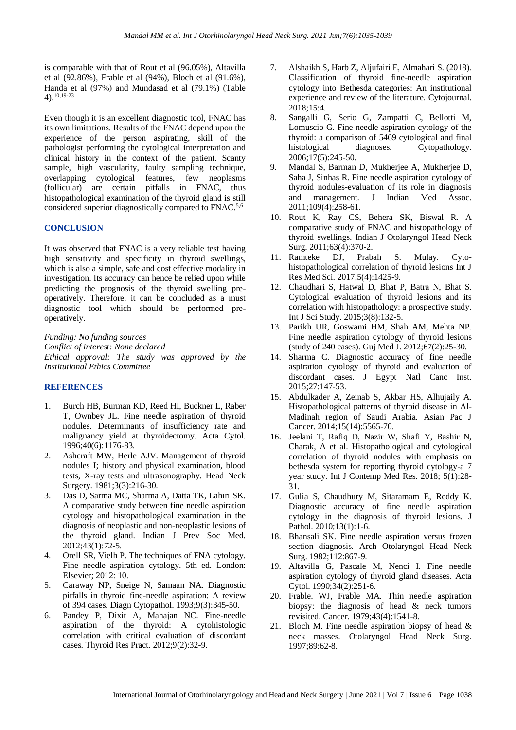is comparable with that of Rout et al (96.05%), Altavilla et al (92.86%), Frable et al (94%), Bloch et al (91.6%), Handa et al (97%) and Mundasad et al (79.1%) (Table 4).[10,19-23]

Even though it is an excellent diagnostic tool, FNAC has its own limitations. Results of the FNAC depend upon the experience of the person aspirating, skill of the pathologist performing the cytological interpretation and clinical history in the context of the patient. Scanty sample, high vascularity, faulty sampling technique, overlapping cytological features, few neoplasms (follicular) are certain pitfalls in FNAC, thus histopathological examination of the thyroid gland is still considered superior diagnostically compared to FNAC.[5,6]

## CONCLUSION

It was observed that FNAC is a very reliable test having high sensitivity and specificity in thyroid swellings, which is also a simple, safe and cost effective modality in investigation. Its accuracy can hence be relied upon while predicting the prognosis of the thyroid swelling pre-operatively. Therefore, it can be concluded as a must diagnostic tool which should be performed pre-operatively.

*Funding: No funding sources*
*Conflict of interest: None declared*
*Ethical approval: The study was approved by the Institutional Ethics Committee*

## REFERENCES

1. Burch HB, Burman KD, Reed HI, Buckner L, Raber T, Ownbey JL. Fine needle aspiration of thyroid nodules. Determinants of insufficiency rate and malignancy yield at thyroidectomy. Acta Cytol. 1996;40(6):1176-83.
2. Ashcraft MW, Herle AJV. Management of thyroid nodules I; history and physical examination, blood tests, X-ray tests and ultrasonography. Head Neck Surgery. 1981;3(3):216-30.
3. Das D, Sarma MC, Sharma A, Datta TK, Lahiri SK. A comparative study between fine needle aspiration cytology and histopathological examination in the diagnosis of neoplastic and non-neoplastic lesions of the thyroid gland. Indian J Prev Soc Med. 2012;43(1):72-5.
4. Orell SR, Vielh P. The techniques of FNA cytology. Fine needle aspiration cytology. 5th ed. London: Elsevier; 2012: 10.
5. Caraway NP, Sneige N, Samaan NA. Diagnostic pitfalls in thyroid fine-needle aspiration: A review of 394 cases. Diagn Cytopathol. 1993;9(3):345-50.
6. Pandey P, Dixit A, Mahajan NC. Fine-needle aspiration of the thyroid: A cytohistologic correlation with critical evaluation of discordant cases. Thyroid Res Pract. 2012;9(2):32-9.
7. Alshaikh S, Harb Z, Aljufairi E, Almahari S. (2018). Classification of thyroid fine-needle aspiration cytology into Bethesda categories: An institutional experience and review of the literature. Cytojournal. 2018;15:4.
8. Sangalli G, Serio G, Zampatti C, Bellotti M, Lomuscio G. Fine needle aspiration cytology of the thyroid: a comparison of 5469 cytological and final histological diagnoses. Cytopathology. 2006;17(5):245-50.
9. Mandal S, Barman D, Mukherjee A, Mukherjee D, Saha J, Sinhas R. Fine needle aspiration cytology of thyroid nodules-evaluation of its role in diagnosis and management. J Indian Med Assoc. 2011;109(4):258-61.
10. Rout K, Ray CS, Behera SK, Biswal R. A comparative study of FNAC and histopathology of thyroid swellings. Indian J Otolaryngol Head Neck Surg. 2011;63(4):370-2.
11. Ramteke DJ, Prabah S. Mulay. Cyto-histopathological correlation of thyroid lesions Int J Res Med Sci. 2017;5(4):1425-9.
12. Chaudhari S, Hatwal D, Bhat P, Batra N, Bhat S. Cytological evaluation of thyroid lesions and its correlation with histopathology: a prospective study. Int J Sci Study. 2015;3(8):132-5.
13. Parikh UR, Goswami HM, Shah AM, Mehta NP. Fine needle aspiration cytology of thyroid lesions (study of 240 cases). Guj Med J. 2012;67(2):25-30.
14. Sharma C. Diagnostic accuracy of fine needle aspiration cytology of thyroid and evaluation of discordant cases. J Egypt Natl Canc Inst. 2015;27:147-53.
15. Abdulkader A, Zeinab S, Akbar HS, Alhujaily A. Histopathological patterns of thyroid disease in Al-Madinah region of Saudi Arabia. Asian Pac J Cancer. 2014;15(14):5565-70.
16. Jeelani T, Rafiq D, Nazir W, Shafi Y, Bashir N, Charak, A et al. Histopathological and cytological correlation of thyroid nodules with emphasis on bethesda system for reporting thyroid cytology-a 7 year study. Int J Contemp Med Res. 2018; 5(1):28-31.
17. Gulia S, Chaudhury M, Sitaramam E, Reddy K. Diagnostic accuracy of fine needle aspiration cytology in the diagnosis of thyroid lesions. J Pathol. 2010;13(1):1-6.
18. Bhansali SK. Fine needle aspiration versus frozen section diagnosis. Arch Otolaryngol Head Neck Surg. 1982;112:867-9.
19. Altavilla G, Pascale M, Nenci I. Fine needle aspiration cytology of thyroid gland diseases. Acta Cytol. 1990;34(2):251-6.
20. Frable. WJ, Frable MA. Thin needle aspiration biopsy: the diagnosis of head & neck tumors revisited. Cancer. 1979;43(4):1541-8.
21. Bloch M. Fine needle aspiration biopsy of head & neck masses. Otolaryngol Head Neck Surg. 1997;89:62-8.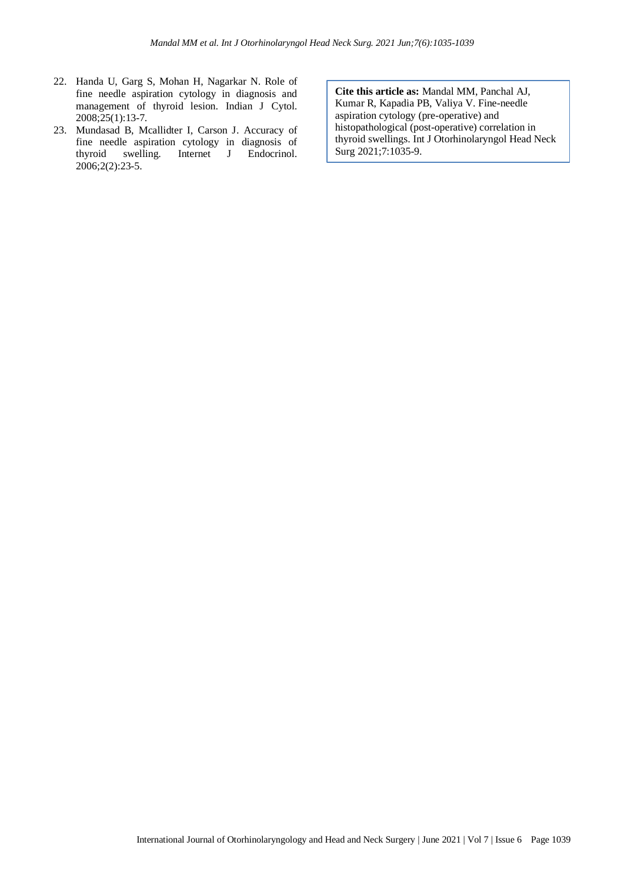22. Handa U, Garg S, Mohan H, Nagarkar N. Role of fine needle aspiration cytology in diagnosis and management of thyroid lesion. Indian J Cytol. 2008;25(1):13-7.
23. Mundasad B, Mcallidter I, Carson J. Accuracy of fine needle aspiration cytology in diagnosis of thyroid swelling. Internet J Endocrinol. 2006;2(2):23-5.

**Cite this article as:** Mandal MM, Panchal AJ, Kumar R, Kapadia PB, Valiya V. Fine-needle aspiration cytology (pre-operative) and histopathological (post-operative) correlation in thyroid swellings. Int J Otorhinolaryngol Head Neck Surg 2021;7:1035-9.